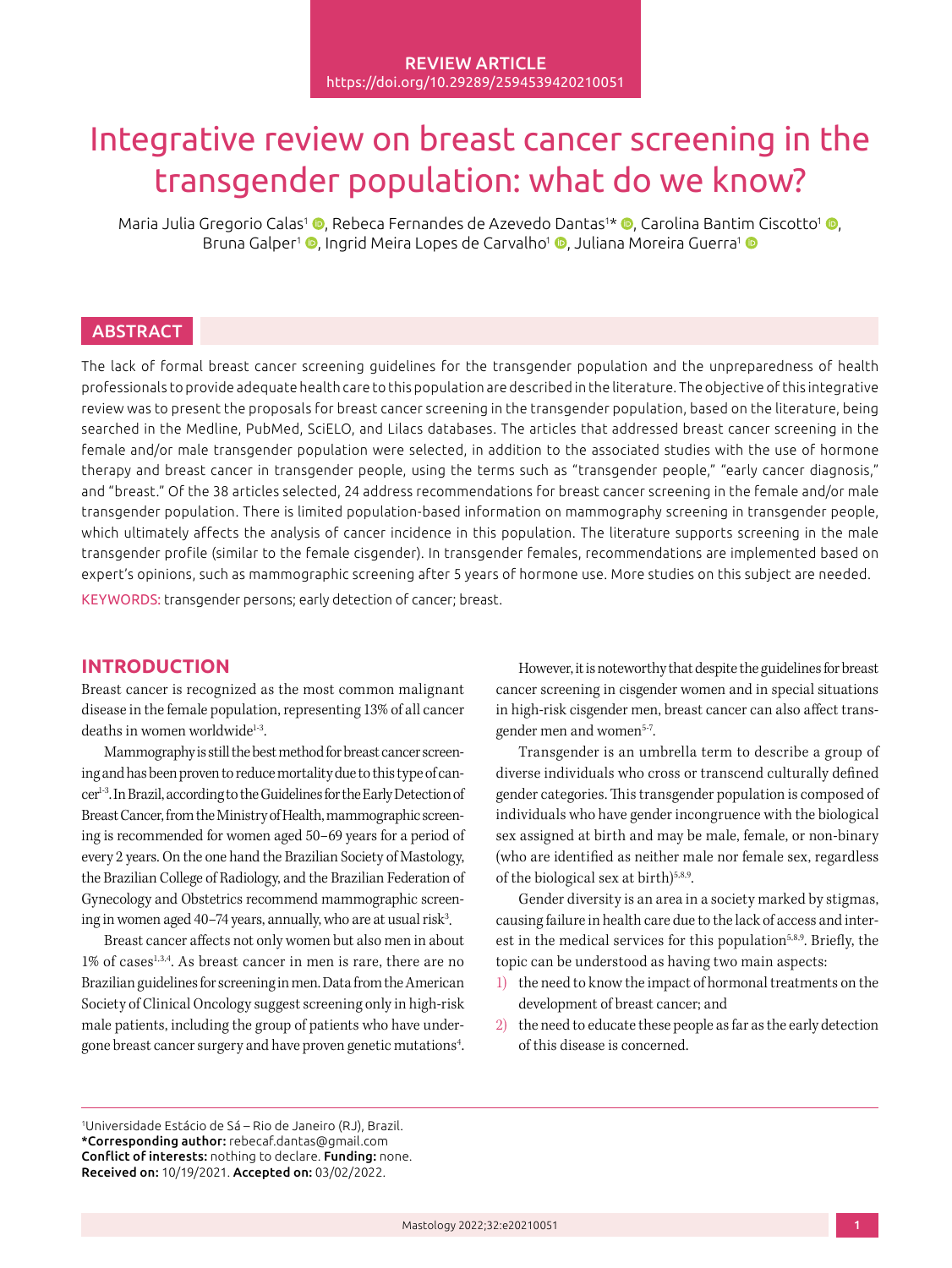REVIEW ARTICLE
https://doi.org/10.29289/2594539420210051

# Integrative review on breast cancer screening in the transgender population: what do we know?

Maria Julia Gregorio Calas[1], Rebeca Fernandes de Azevedo Dantas[1]*, Carolina Bantim Ciscotto[1], Bruna Galper[1], Ingrid Meira Lopes de Carvalho[1], Juliana Moreira Guerra[1]

## ABSTRACT

The lack of formal breast cancer screening guidelines for the transgender population and the unpreparedness of health professionals to provide adequate health care to this population are described in the literature. The objective of this integrative review was to present the proposals for breast cancer screening in the transgender population, based on the literature, being searched in the Medline, PubMed, SciELO, and Lilacs databases. The articles that addressed breast cancer screening in the female and/or male transgender population were selected, in addition to the associated studies with the use of hormone therapy and breast cancer in transgender people, using the terms such as "transgender people," "early cancer diagnosis," and "breast." Of the 38 articles selected, 24 address recommendations for breast cancer screening in the female and/or male transgender population. There is limited population-based information on mammography screening in transgender people, which ultimately affects the analysis of cancer incidence in this population. The literature supports screening in the male transgender profile (similar to the female cisgender). In transgender females, recommendations are implemented based on expert's opinions, such as mammographic screening after 5 years of hormone use. More studies on this subject are needed.

KEYWORDS: transgender persons; early detection of cancer; breast.

## INTRODUCTION

Breast cancer is recognized as the most common malignant disease in the female population, representing 13% of all cancer deaths in women worldwide[1-3].

Mammography is still the best method for breast cancer screening and has been proven to reduce mortality due to this type of cancer[1-3]. In Brazil, according to the Guidelines for the Early Detection of Breast Cancer, from the Ministry of Health, mammographic screening is recommended for women aged 50–69 years for a period of every 2 years. On the one hand the Brazilian Society of Mastology, the Brazilian College of Radiology, and the Brazilian Federation of Gynecology and Obstetrics recommend mammographic screening in women aged 40–74 years, annually, who are at usual risk[3].

Breast cancer affects not only women but also men in about 1% of cases[1,3,4]. As breast cancer in men is rare, there are no Brazilian guidelines for screening in men. Data from the American Society of Clinical Oncology suggest screening only in high-risk male patients, including the group of patients who have undergone breast cancer surgery and have proven genetic mutations[4].

However, it is noteworthy that despite the guidelines for breast cancer screening in cisgender women and in special situations in high-risk cisgender men, breast cancer can also affect transgender men and women[5-7].

Transgender is an umbrella term to describe a group of diverse individuals who cross or transcend culturally defined gender categories. This transgender population is composed of individuals who have gender incongruence with the biological sex assigned at birth and may be male, female, or non-binary (who are identified as neither male nor female sex, regardless of the biological sex at birth)[5,8,9].

Gender diversity is an area in a society marked by stigmas, causing failure in health care due to the lack of access and interest in the medical services for this population[5,8,9]. Briefly, the topic can be understood as having two main aspects:

1) the need to know the impact of hormonal treatments on the development of breast cancer; and
2) the need to educate these people as far as the early detection of this disease is concerned.

---

[1]Universidade Estácio de Sá – Rio de Janeiro (RJ), Brazil.
***Corresponding author:** rebecaf.dantas@gmail.com
**Conflict of interests:** nothing to declare. **Funding:** none.
**Received on:** 10/19/2021. **Accepted on:** 03/02/2022.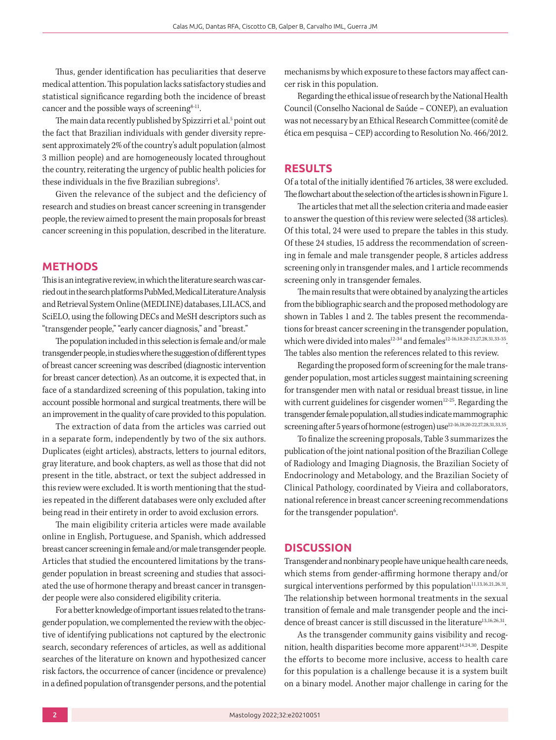Thus, gender identification has peculiarities that deserve medical attention. This population lacks satisfactory studies and statistical significance regarding both the incidence of breast cancer and the possible ways of screening[8-11].

The main data recently published by Spizzirri et al.[5] point out the fact that Brazilian individuals with gender diversity represent approximately 2% of the country's adult population (almost 3 million people) and are homogeneously located throughout the country, reiterating the urgency of public health policies for these individuals in the five Brazilian subregions[5].

Given the relevance of the subject and the deficiency of research and studies on breast cancer screening in transgender people, the review aimed to present the main proposals for breast cancer screening in this population, described in the literature.

## METHODS

This is an integrative review, in which the literature search was carried out in the search platforms PubMed, Medical Literature Analysis and Retrieval System Online (MEDLINE) databases, LILACS, and SciELO, using the following DECs and MeSH descriptors such as "transgender people," "early cancer diagnosis," and "breast."

The population included in this selection is female and/or male transgender people, in studies where the suggestion of different types of breast cancer screening was described (diagnostic intervention for breast cancer detection). As an outcome, it is expected that, in face of a standardized screening of this population, taking into account possible hormonal and surgical treatments, there will be an improvement in the quality of care provided to this population.

The extraction of data from the articles was carried out in a separate form, independently by two of the six authors. Duplicates (eight articles), abstracts, letters to journal editors, gray literature, and book chapters, as well as those that did not present in the title, abstract, or text the subject addressed in this review were excluded. It is worth mentioning that the studies repeated in the different databases were only excluded after being read in their entirety in order to avoid exclusion errors.

The main eligibility criteria articles were made available online in English, Portuguese, and Spanish, which addressed breast cancer screening in female and/or male transgender people. Articles that studied the encountered limitations by the transgender population in breast screening and studies that associated the use of hormone therapy and breast cancer in transgender people were also considered eligibility criteria.

For a better knowledge of important issues related to the transgender population, we complemented the review with the objective of identifying publications not captured by the electronic search, secondary references of articles, as well as additional searches of the literature on known and hypothesized cancer risk factors, the occurrence of cancer (incidence or prevalence) in a defined population of transgender persons, and the potential mechanisms by which exposure to these factors may affect cancer risk in this population.

Regarding the ethical issue of research by the National Health Council (Conselho Nacional de Saúde – CONEP), an evaluation was not necessary by an Ethical Research Committee (comitê de ética em pesquisa – CEP) according to Resolution No. 466/2012.

## RESULTS

Of a total of the initially identified 76 articles, 38 were excluded. The flowchart about the selection of the articles is shown in Figure 1.

The articles that met all the selection criteria and made easier to answer the question of this review were selected (38 articles). Of this total, 24 were used to prepare the tables in this study. Of these 24 studies, 15 address the recommendation of screening in female and male transgender people, 8 articles address screening only in transgender males, and 1 article recommends screening only in transgender females.

The main results that were obtained by analyzing the articles from the bibliographic search and the proposed methodology are shown in Tables 1 and 2. The tables present the recommendations for breast cancer screening in the transgender population, which were divided into males[12-34] and females[12-16,18,20-23,27,28,31,33-35]. The tables also mention the references related to this review.

Regarding the proposed form of screening for the male transgender population, most articles suggest maintaining screening for transgender men with natal or residual breast tissue, in line with current guidelines for cisgender women[12-25]. Regarding the transgender female population, all studies indicate mammographic screening after 5 years of hormone (estrogen) use[12-16,18,20-22,27,28,31,33,35].

To finalize the screening proposals, Table 3 summarizes the publication of the joint national position of the Brazilian College of Radiology and Imaging Diagnosis, the Brazilian Society of Endocrinology and Metabology, and the Brazilian Society of Clinical Pathology, coordinated by Vieira and collaborators, national reference in breast cancer screening recommendations for the transgender population[6].

## DISCUSSION

Transgender and nonbinary people have unique health care needs, which stems from gender-affirming hormone therapy and/or surgical interventions performed by this population[11,13,16,21,26,31]. The relationship between hormonal treatments in the sexual transition of female and male transgender people and the incidence of breast cancer is still discussed in the literature[13,16,26,31].

As the transgender community gains visibility and recognition, health disparities become more apparent[14,24,30]. Despite the efforts to become more inclusive, access to health care for this population is a challenge because it is a system built on a binary model. Another major challenge in caring for the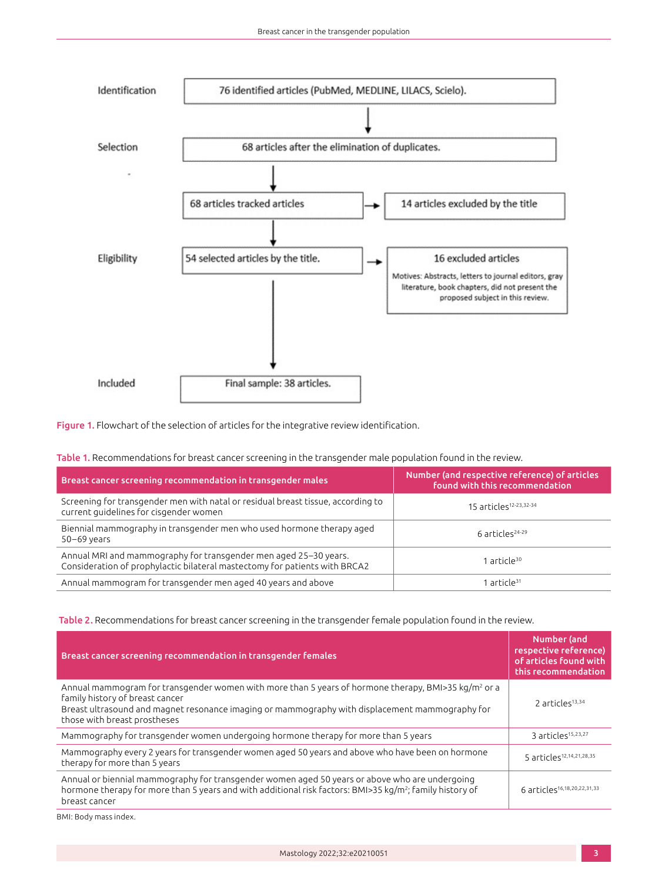Identification: 76 identified articles (PubMed, MEDLINE, LILACS, Scielo).

Selection: 68 articles after the elimination of duplicates.

68 articles tracked articles → 14 articles excluded by the title

Eligibility: 54 selected articles by the title. → 16 excluded articles

Motives: Abstracts, letters to journal editors, gray literature, book chapters, did not present the proposed subject in this review.

Included: Final sample: 38 articles.

**Figure 1.** Flowchart of the selection of articles for the integrative review identification.

**Table 1.** Recommendations for breast cancer screening in the transgender male population found in the review.

| Breast cancer screening recommendation in transgender males | Number (and respective reference) of articles found with this recommendation |
|---|---|
| Screening for transgender men with natal or residual breast tissue, according to current guidelines for cisgender women | 15 articles[12-23,32-34] |
| Biennial mammography in transgender men who used hormone therapy aged 50–69 years | 6 articles[24-29] |
| Annual MRI and mammography for transgender men aged 25–30 years. Consideration of prophylactic bilateral mastectomy for patients with BRCA2 | 1 article[30] |
| Annual mammogram for transgender men aged 40 years and above | 1 article[31] |

**Table 2.** Recommendations for breast cancer screening in the transgender female population found in the review.

| Breast cancer screening recommendation in transgender females | Number (and respective reference) of articles found with this recommendation |
|---|---|
| Annual mammogram for transgender women with more than 5 years of hormone therapy, BMI>35 kg/m$^2$ or a family history of breast cancer<br>Breast ultrasound and magnet resonance imaging or mammography with displacement mammography for those with breast prostheses | 2 articles[13,34] |
| Mammography for transgender women undergoing hormone therapy for more than 5 years | 3 articles[15,23,27] |
| Mammography every 2 years for transgender women aged 50 years and above who have been on hormone therapy for more than 5 years | 5 articles[12,14,21,28,35] |
| Annual or biennial mammography for transgender women aged 50 years or above who are undergoing hormone therapy for more than 5 years and with additional risk factors: BMI>35 kg/m$^2$; family history of breast cancer | 6 articles[16,18,20,22,31,33] |

BMI: Body mass index.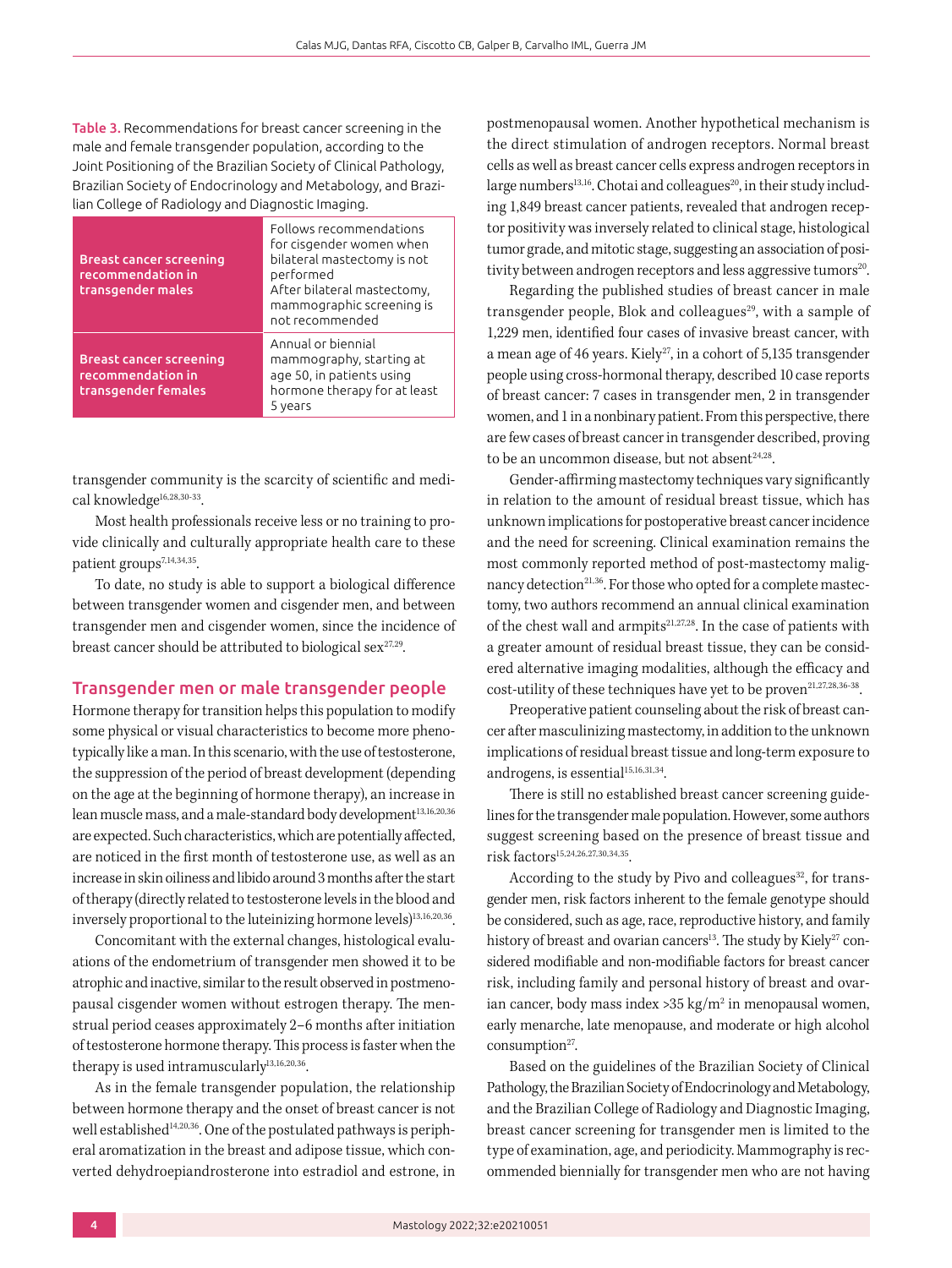**Table 3.** Recommendations for breast cancer screening in the male and female transgender population, according to the Joint Positioning of the Brazilian Society of Clinical Pathology, Brazilian Society of Endocrinology and Metabolism, and Brazilian College of Radiology and Diagnostic Imaging.

| | |
|---|---|
| **Breast cancer screening recommendation in transgender males** | Follows recommendations for cisgender women when bilateral mastectomy is not performed<br>After bilateral mastectomy, mammographic screening is not recommended |
| **Breast cancer screening recommendation in transgender females** | Annual or biennial mammography, starting at age 50, in patients using hormone therapy for at least 5 years |

transgender community is the scarcity of scientific and medical knowledge[16,28,30-33].

Most health professionals receive less or no training to provide clinically and culturally appropriate health care to these patient groups[7,14,34,35].

To date, no study is able to support a biological difference between transgender women and cisgender men, and between transgender men and cisgender women, since the incidence of breast cancer should be attributed to biological sex[27,29].

## Transgender men or male transgender people

Hormone therapy for transition helps this population to modify some physical or visual characteristics to become more phenotypically like a man. In this scenario, with the use of testosterone, the suppression of the period of breast development (depending on the age at the beginning of hormone therapy), an increase in lean muscle mass, and a male-standard body development[13,16,20,36] are expected. Such characteristics, which are potentially affected, are noticed in the first month of testosterone use, as well as an increase in skin oiliness and libido around 3 months after the start of therapy (directly related to testosterone levels in the blood and inversely proportional to the luteinizing hormone levels)[13,16,20,36].

Concomitant with the external changes, histological evaluations of the endometrium of transgender men showed it to be atrophic and inactive, similar to the result observed in postmenopausal cisgender women without estrogen therapy. The menstrual period ceases approximately 2–6 months after initiation of testosterone hormone therapy. This process is faster when the therapy is used intramuscularly[13,16,20,36].

As in the female transgender population, the relationship between hormone therapy and the onset of breast cancer is not well established[14,20,36]. One of the postulated pathways is peripheral aromatization in the breast and adipose tissue, which converted dehydroepiandrosterone into estradiol and estrone, in postmenopausal women. Another hypothetical mechanism is the direct stimulation of androgen receptors. Normal breast cells as well as breast cancer cells express androgen receptors in large numbers[13,16]. Chotai and colleagues[20], in their study including 1,849 breast cancer patients, revealed that androgen receptor positivity was inversely related to clinical stage, histological tumor grade, and mitotic stage, suggesting an association of positivity between androgen receptors and less aggressive tumors[20].

Regarding the published studies of breast cancer in male transgender people, Blok and colleagues[29], with a sample of 1,229 men, identified four cases of invasive breast cancer, with a mean age of 46 years. Kiely[27], in a cohort of 5,135 transgender people using cross-hormonal therapy, described 10 case reports of breast cancer: 7 cases in transgender men, 2 in transgender women, and 1 in a nonbinary patient. From this perspective, there are few cases of breast cancer in transgender described, proving to be an uncommon disease, but not absent[24,28].

Gender-affirming mastectomy techniques vary significantly in relation to the amount of residual breast tissue, which has unknown implications for postoperative breast cancer incidence and the need for screening. Clinical examination remains the most commonly reported method of post-mastectomy malignancy detection[21,36]. For those who opted for a complete mastectomy, two authors recommend an annual clinical examination of the chest wall and armpits[21,27,28]. In the case of patients with a greater amount of residual breast tissue, they can be considered alternative imaging modalities, although the efficacy and cost-utility of these techniques have yet to be proven[21,27,28,36-38].

Preoperative patient counseling about the risk of breast cancer after masculinizing mastectomy, in addition to the unknown implications of residual breast tissue and long-term exposure to androgens, is essential[15,16,31,34].

There is still no established breast cancer screening guidelines for the transgender male population. However, some authors suggest screening based on the presence of breast tissue and risk factors[15,24,26,27,30,34,35].

According to the study by Pivo and colleagues[32], for transgender men, risk factors inherent to the female genotype should be considered, such as age, race, reproductive history, and family history of breast and ovarian cancers[13]. The study by Kiely[27] considered modifiable and non-modifiable factors for breast cancer risk, including family and personal history of breast and ovarian cancer, body mass index >35 kg/m$^2$ in menopausal women, early menarche, late menopause, and moderate or high alcohol consumption[27].

Based on the guidelines of the Brazilian Society of Clinical Pathology, the Brazilian Society of Endocrinology and Metabology, and the Brazilian College of Radiology and Diagnostic Imaging, breast cancer screening for transgender men is limited to the type of examination, age, and periodicity. Mammography is recommended biennially for transgender men who are not having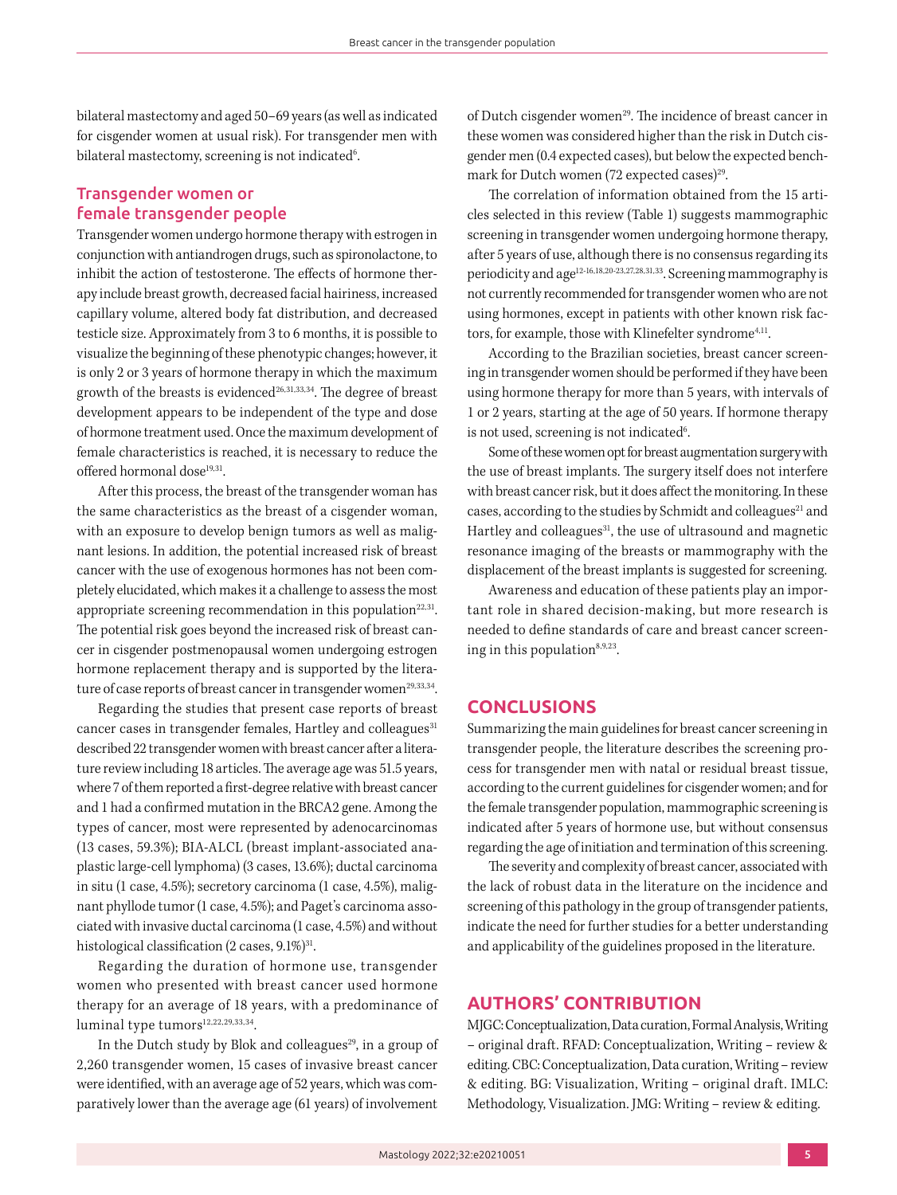bilateral mastectomy and aged 50–69 years (as well as indicated for cisgender women at usual risk). For transgender men with bilateral mastectomy, screening is not indicated[6].

## Transgender women or female transgender people

Transgender women undergo hormone therapy with estrogen in conjunction with antiandrogen drugs, such as spironolactone, to inhibit the action of testosterone. The effects of hormone therapy include breast growth, decreased facial hairiness, increased capillary volume, altered body fat distribution, and decreased testicle size. Approximately from 3 to 6 months, it is possible to visualize the beginning of these phenotypic changes; however, it is only 2 or 3 years of hormone therapy in which the maximum growth of the breasts is evidenced[26,31,33,34]. The degree of breast development appears to be independent of the type and dose of hormone treatment used. Once the maximum development of female characteristics is reached, it is necessary to reduce the offered hormonal dose[19,31].

After this process, the breast of the transgender woman has the same characteristics as the breast of a cisgender woman, with an exposure to develop benign tumors as well as malignant lesions. In addition, the potential increased risk of breast cancer with the use of exogenous hormones has not been completely elucidated, which makes it a challenge to assess the most appropriate screening recommendation in this population[22,31]. The potential risk goes beyond the increased risk of breast cancer in cisgender postmenopausal women undergoing estrogen hormone replacement therapy and is supported by the literature of case reports of breast cancer in transgender women[29,33,34].

Regarding the studies that present case reports of breast cancer cases in transgender females, Hartley and colleagues[31] described 22 transgender women with breast cancer after a literature review including 18 articles. The average age was 51.5 years, where 7 of them reported a first-degree relative with breast cancer and 1 had a confirmed mutation in the BRCA2 gene. Among the types of cancer, most were represented by adenocarcinomas (13 cases, 59.3%); BIA-ALCL (breast implant-associated anaplastic large-cell lymphoma) (3 cases, 13.6%); ductal carcinoma in situ (1 case, 4.5%); secretory carcinoma (1 case, 4.5%), malignant phyllode tumor (1 case, 4.5%); and Paget's carcinoma associated with invasive ductal carcinoma (1 case, 4.5%) and without histological classification (2 cases, 9.1%)[31].

Regarding the duration of hormone use, transgender women who presented with breast cancer used hormone therapy for an average of 18 years, with a predominance of luminal type tumors[12,22,29,33,34].

In the Dutch study by Blok and colleagues[29], in a group of 2,260 transgender women, 15 cases of invasive breast cancer were identified, with an average age of 52 years, which was comparatively lower than the average age (61 years) of involvement of Dutch cisgender women[29]. The incidence of breast cancer in these women was considered higher than the risk in Dutch cisgender men (0.4 expected cases), but below the expected benchmark for Dutch women (72 expected cases)[29].

The correlation of information obtained from the 15 articles selected in this review (Table 1) suggests mammographic screening in transgender women undergoing hormone therapy, after 5 years of use, although there is no consensus regarding its periodicity and age[12-16,18,20-23,27,28,31,33]. Screening mammography is not currently recommended for transgender women who are not using hormones, except in patients with other known risk factors, for example, those with Klinefelter syndrome[4,11].

According to the Brazilian societies, breast cancer screening in transgender women should be performed if they have been using hormone therapy for more than 5 years, with intervals of 1 or 2 years, starting at the age of 50 years. If hormone therapy is not used, screening is not indicated[6].

Some of these women opt for breast augmentation surgery with the use of breast implants. The surgery itself does not interfere with breast cancer risk, but it does affect the monitoring. In these cases, according to the studies by Schmidt and colleagues[21] and Hartley and colleagues[31], the use of ultrasound and magnetic resonance imaging of the breasts or mammography with the displacement of the breast implants is suggested for screening.

Awareness and education of these patients play an important role in shared decision-making, but more research is needed to define standards of care and breast cancer screening in this population[8,9,23].

# CONCLUSIONS

Summarizing the main guidelines for breast cancer screening in transgender people, the literature describes the screening process for transgender men with natal or residual breast tissue, according to the current guidelines for cisgender women; and for the female transgender population, mammographic screening is indicated after 5 years of hormone use, but without consensus regarding the age of initiation and termination of this screening.

The severity and complexity of breast cancer, associated with the lack of robust data in the literature on the incidence and screening of this pathology in the group of transgender patients, indicate the need for further studies for a better understanding and applicability of the guidelines proposed in the literature.

# AUTHORS' CONTRIBUTION

MJGC: Conceptualization, Data curation, Formal Analysis, Writing – original draft. RFAD: Conceptualization, Writing – review & editing. CBC: Conceptualization, Data curation, Writing – review & editing. BG: Visualization, Writing – original draft. IMLC: Methodology, Visualization. JMG: Writing – review & editing.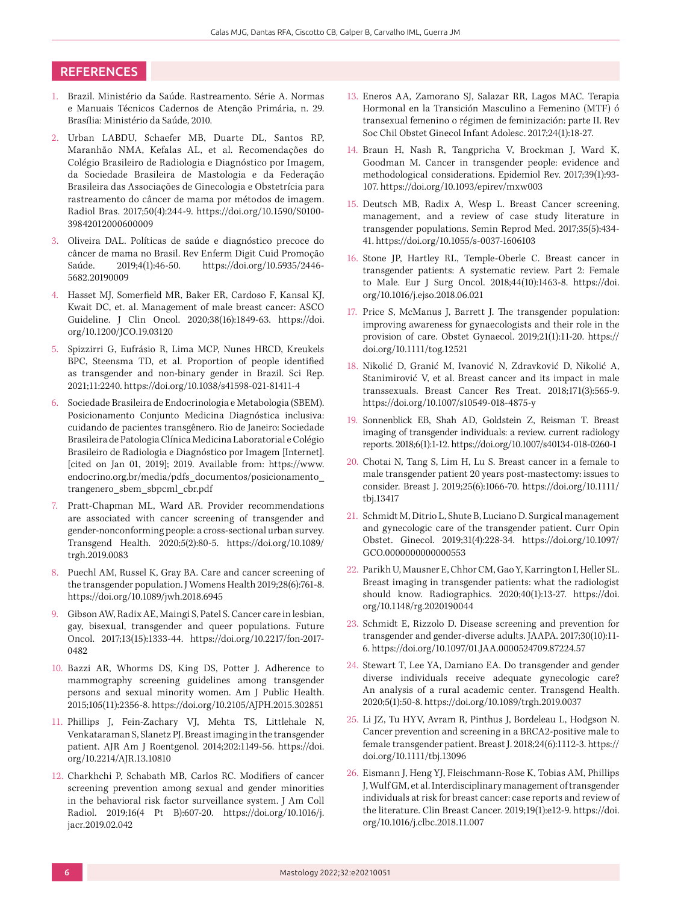## REFERENCES

1. Brazil. Ministério da Saúde. Rastreamento. Série A. Normas e Manuais Técnicos Cadernos de Atenção Primária, n. 29. Brasília: Ministério da Saúde, 2010.
2. Urban LABDU, Schaefer MB, Duarte DL, Santos RP, Maranhão NMA, Kefalas AL, et al. Recomendações do Colégio Brasileiro de Radiologia e Diagnóstico por Imagem, da Sociedade Brasileira de Mastologia e da Federação Brasileira das Associações de Ginecologia e Obstetrícia para rastreamento do câncer de mama por métodos de imagem. Radiol Bras. 2017;50(4):244-9. https://doi.org/10.1590/S0100-39842012000600009
3. Oliveira DAL. Políticas de saúde e diagnóstico precoce do câncer de mama no Brasil. Rev Enferm Digit Cuid Promoção Saúde. 2019;4(1):46-50. https://doi.org/10.5935/2446-5682.20190009
4. Hasset MJ, Somerfield MR, Baker ER, Cardoso F, Kansal KJ, Kwait DC, et. al. Management of male breast cancer: ASCO Guideline. J Clin Oncol. 2020;38(16):1849-63. https://doi.org/10.1200/JCO.19.03120
5. Spizzirri G, Eufrásio R, Lima MCP, Nunes HRCD, Kreukels BPC, Steensma TD, et al. Proportion of people identified as transgender and non-binary gender in Brazil. Sci Rep. 2021;11:2240. https://doi.org/10.1038/s41598-021-81411-4
6. Sociedade Brasileira de Endocrinologia e Metabologia (SBEM). Posicionamento Conjunto Medicina Diagnóstica inclusiva: cuidando de pacientes transgênero. Rio de Janeiro: Sociedade Brasileira de Patologia Clínica Medicina Laboratorial e Colégio Brasileiro de Radiologia e Diagnóstico por Imagem [Internet]. [cited on Jan 01, 2019]; 2019. Available from: https://www.endocrino.org.br/media/pdfs_documentos/posicionamento_trangenero_sbem_sbpcml_cbr.pdf
7. Pratt-Chapman ML, Ward AR. Provider recommendations are associated with cancer screening of transgender and gender-nonconforming people: a cross-sectional urban survey. Transgend Health. 2020;5(2):80-5. https://doi.org/10.1089/trgh.2019.0083
8. Puechl AM, Russel K, Gray BA. Care and cancer screening of the transgender population. J Womens Health 2019;28(6):761-8. https://doi.org/10.1089/jwh.2018.6945
9. Gibson AW, Radix AE, Maingi S, Patel S. Cancer care in lesbian, gay, bisexual, transgender and queer populations. Future Oncol. 2017;13(15):1333-44. https://doi.org/10.2217/fon-2017-0482
10. Bazzi AR, Whorms DS, King DS, Potter J. Adherence to mammography screening guidelines among transgender persons and sexual minority women. Am J Public Health. 2015;105(11):2356-8. https://doi.org/10.2105/AJPH.2015.302851
11. Phillips J, Fein-Zachary VJ, Mehta TS, Littlehale N, Venkataraman S, Slanetz PJ. Breast imaging in the transgender patient. AJR Am J Roentgenol. 2014;202:1149-56. https://doi.org/10.2214/AJR.13.10810
12. Charkhchi P, Schabath MB, Carlos RC. Modifiers of cancer screening prevention among sexual and gender minorities in the behavioral risk factor surveillance system. J Am Coll Radiol. 2019;16(4 Pt B):607-20. https://doi.org/10.1016/j.jacr.2019.02.042
13. Eneros AA, Zamorano SJ, Salazar RR, Lagos MAC. Terapia Hormonal en la Transición Masculino a Femenino (MTF) ó transexual femenino o régimen de feminización: parte II. Rev Soc Chil Obstet Ginecol Infant Adolesc. 2017;24(1):18-27.
14. Braun H, Nash R, Tangpricha V, Brockman J, Ward K, Goodman M. Cancer in transgender people: evidence and methodological considerations. Epidemiol Rev. 2017;39(1):93-107. https://doi.org/10.1093/epirev/mxw003
15. Deutsch MB, Radix A, Wesp L. Breast Cancer screening, management, and a review of case study literature in transgender populations. Semin Reprod Med. 2017;35(5):434-41. https://doi.org/10.1055/s-0037-1606103
16. Stone JP, Hartley RL, Temple-Oberle C. Breast cancer in transgender patients: A systematic review. Part 2: Female to Male. Eur J Surg Oncol. 2018;44(10):1463-8. https://doi.org/10.1016/j.ejso.2018.06.021
17. Price S, McManus J, Barrett J. The transgender population: improving awareness for gynaecologists and their role in the provision of care. Obstet Gynaecol. 2019;21(1):11-20. https://doi.org/10.1111/tog.12521
18. Nikolić D, Granić M, Ivanović N, Zdravković D, Nikolić A, Stanimirović V, et al. Breast cancer and its impact in male transsexuals. Breast Cancer Res Treat. 2018;171(3):565-9. https://doi.org/10.1007/s10549-018-4875-y
19. Sonnenblick EB, Shah AD, Goldstein Z, Reisman T. Breast imaging of transgender individuals: a review. current radiology reports. 2018;6(1):1-12. https://doi.org/10.1007/s40134-018-0260-1
20. Chotai N, Tang S, Lim H, Lu S. Breast cancer in a female to male transgender patient 20 years post-mastectomy: issues to consider. Breast J. 2019;25(6):1066-70. https://doi.org/10.1111/tbj.13417
21. Schmidt M, Ditrio L, Shute B, Luciano D. Surgical management and gynecologic care of the transgender patient. Curr Opin Obstet. Ginecol. 2019;31(4):228-34. https://doi.org/10.1097/GCO.0000000000000553
22. Parikh U, Mausner E, Chhor CM, Gao Y, Karrington I, Heller SL. Breast imaging in transgender patients: what the radiologist should know. Radiographics. 2020;40(1):13-27. https://doi.org/10.1148/rg.2020190044
23. Schmidt E, Rizzolo D. Disease screening and prevention for transgender and gender-diverse adults. JAAPA. 2017;30(10):11-6. https://doi.org/10.1097/01.JAA.0000524709.87224.57
24. Stewart T, Lee YA, Damiano EA. Do transgender and gender diverse individuals receive adequate gynecologic care? An analysis of a rural academic center. Transgend Health. 2020;5(1):50-8. https://doi.org/10.1089/trgh.2019.0037
25. Li JZ, Tu HYV, Avram R, Pinthus J, Bordeleau L, Hodgson N. Cancer prevention and screening in a BRCA2-positive male to female transgender patient. Breast J. 2018;24(6):1112-3. https://doi.org/10.1111/tbj.13096
26. Eismann J, Heng YJ, Fleischmann-Rose K, Tobias AM, Phillips J, Wulf GM, et al. Interdisciplinary management of transgender individuals at risk for breast cancer: case reports and review of the literature. Clin Breast Cancer. 2019;19(1):e12-9. https://doi.org/10.1016/j.clbc.2018.11.007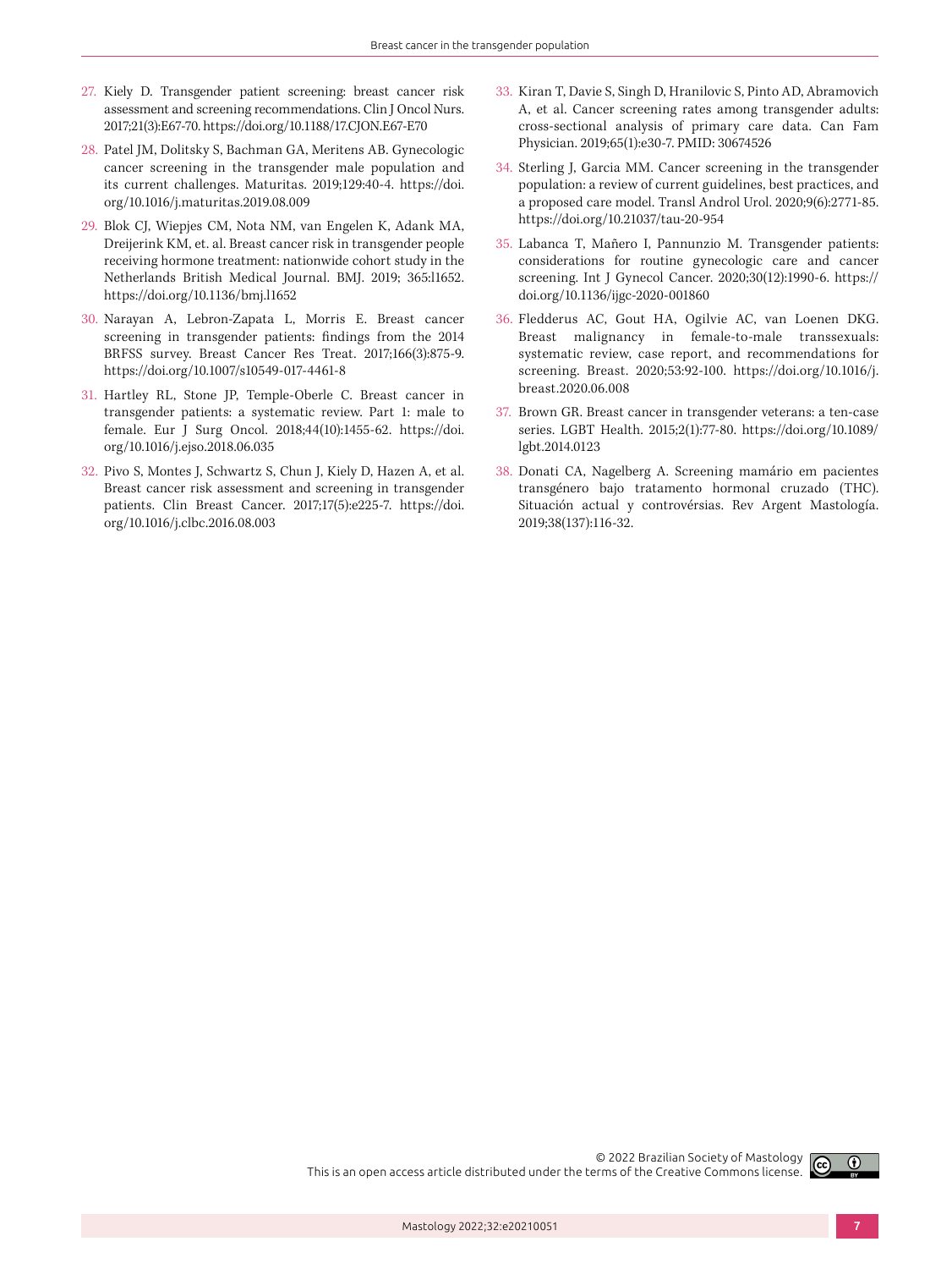27. Kiely D. Transgender patient screening: breast cancer risk assessment and screening recommendations. Clin J Oncol Nurs. 2017;21(3):E67-70. https://doi.org/10.1188/17.CJON.E67-E70
28. Patel JM, Dolitsky S, Bachman GA, Meritens AB. Gynecologic cancer screening in the transgender male population and its current challenges. Maturitas. 2019;129:40-4. https://doi.org/10.1016/j.maturitas.2019.08.009
29. Blok CJ, Wiepjes CM, Nota NM, van Engelen K, Adank MA, Dreijerink KM, et. al. Breast cancer risk in transgender people receiving hormone treatment: nationwide cohort study in the Netherlands British Medical Journal. BMJ. 2019; 365:l1652. https://doi.org/10.1136/bmj.l1652
30. Narayan A, Lebron-Zapata L, Morris E. Breast cancer screening in transgender patients: findings from the 2014 BRFSS survey. Breast Cancer Res Treat. 2017;166(3):875-9. https://doi.org/10.1007/s10549-017-4461-8
31. Hartley RL, Stone JP, Temple-Oberle C. Breast cancer in transgender patients: a systematic review. Part 1: male to female. Eur J Surg Oncol. 2018;44(10):1455-62. https://doi.org/10.1016/j.ejso.2018.06.035
32. Pivo S, Montes J, Schwartz S, Chun J, Kiely D, Hazen A, et al. Breast cancer risk assessment and screening in transgender patients. Clin Breast Cancer. 2017;17(5):e225-7. https://doi.org/10.1016/j.clbc.2016.08.003
33. Kiran T, Davie S, Singh D, Hranilovic S, Pinto AD, Abramovich A, et al. Cancer screening rates among transgender adults: cross-sectional analysis of primary care data. Can Fam Physician. 2019;65(1):e30-7. PMID: 30674526
34. Sterling J, Garcia MM. Cancer screening in the transgender population: a review of current guidelines, best practices, and a proposed care model. Transl Androl Urol. 2020;9(6):2771-85. https://doi.org/10.21037/tau-20-954
35. Labanca T, Mañero I, Pannunzio M. Transgender patients: considerations for routine gynecologic care and cancer screening. Int J Gynecol Cancer. 2020;30(12):1990-6. https://doi.org/10.1136/ijgc-2020-001860
36. Fledderus AC, Gout HA, Ogilvie AC, van Loenen DKG. Breast malignancy in female-to-male transsexuals: systematic review, case report, and recommendations for screening. Breast. 2020;53:92-100. https://doi.org/10.1016/j.breast.2020.06.008
37. Brown GR. Breast cancer in transgender veterans: a ten-case series. LGBT Health. 2015;2(1):77-80. https://doi.org/10.1089/lgbt.2014.0123
38. Donati CA, Nagelberg A. Screening mamário em pacientes transgénero bajo tratamento hormonal cruzado (THC). Situación actual y controvérsias. Rev Argent Mastología. 2019;38(137):116-32.

© 2022 Brazilian Society of Mastology
This is an open access article distributed under the terms of the Creative Commons license.